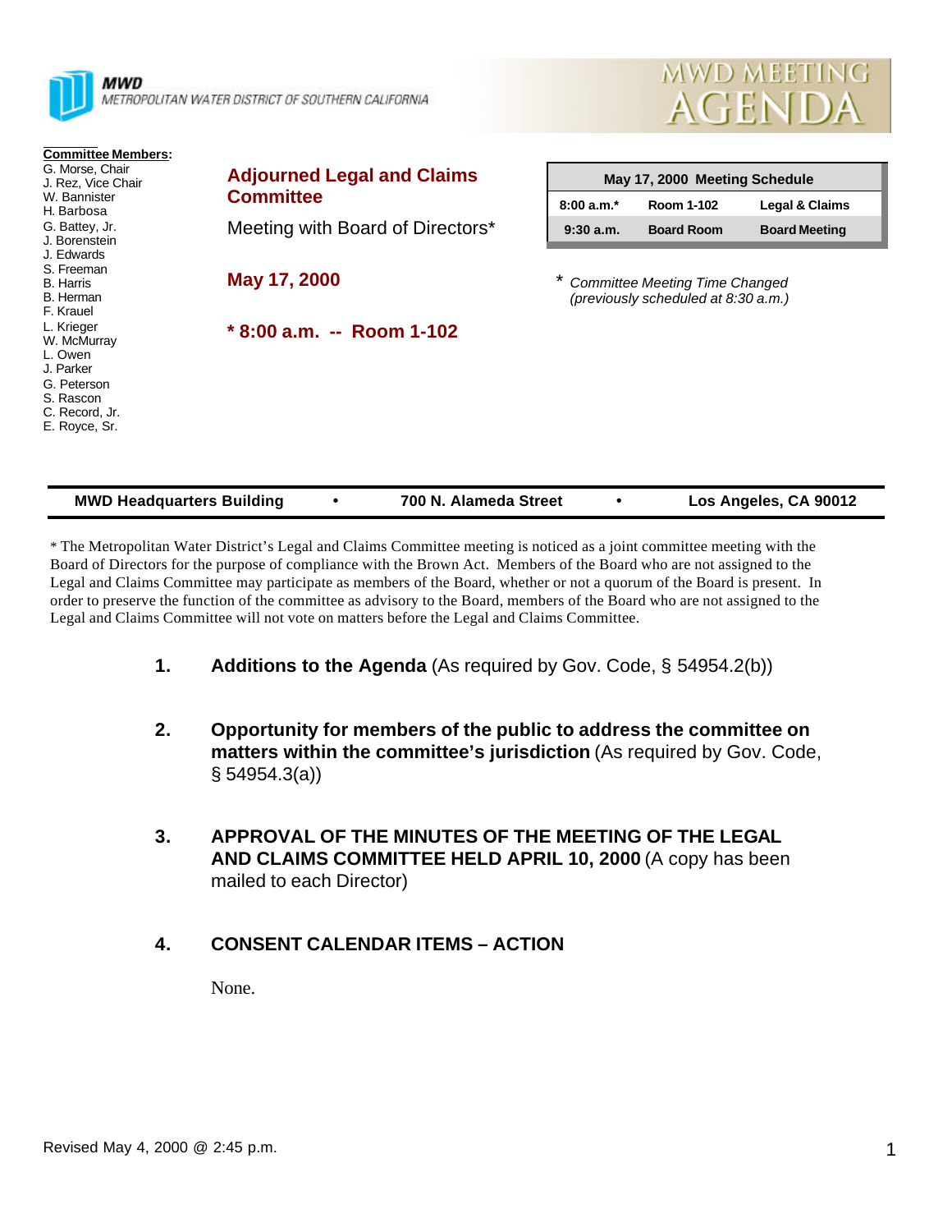**MWD**
METROPOLITAN WATER DISTRICT OF SOUTHERN CALIFORNIA

# MWD MEETING AGENDA

**Committee Members:**
G. Morse, Chair
J. Rez, Vice Chair
W. Bannister
H. Barbosa
G. Battey, Jr.
J. Borenstein
J. Edwards
S. Freeman
B. Harris
B. Herman
F. Krauel
L. Krieger
W. McMurray
L. Owen
J. Parker
G. Peterson
S. Rascon
C. Record, Jr.
E. Royce, Sr.

## Adjourned Legal and Claims Committee

Meeting with Board of Directors*

**May 17, 2000**

*** 8:00 a.m. -- Room 1-102**

| May 17, 2000 Meeting Schedule | | |
|---|---|---|
| 8:00 a.m.* | Room 1-102 | Legal & Claims |
| 9:30 a.m. | Board Room | Board Meeting |

\* *Committee Meeting Time Changed (previously scheduled at 8:30 a.m.)*

**MWD Headquarters Building • 700 N. Alameda Street • Los Angeles, CA 90012**

\* The Metropolitan Water District's Legal and Claims Committee meeting is noticed as a joint committee meeting with the Board of Directors for the purpose of compliance with the Brown Act. Members of the Board who are not assigned to the Legal and Claims Committee may participate as members of the Board, whether or not a quorum of the Board is present. In order to preserve the function of the committee as advisory to the Board, members of the Board who are not assigned to the Legal and Claims Committee will not vote on matters before the Legal and Claims Committee.

1. **Additions to the Agenda** (As required by Gov. Code, § 54954.2(b))

2. **Opportunity for members of the public to address the committee on matters within the committee's jurisdiction** (As required by Gov. Code, § 54954.3(a))

3. **APPROVAL OF THE MINUTES OF THE MEETING OF THE LEGAL AND CLAIMS COMMITTEE HELD APRIL 10, 2000** (A copy has been mailed to each Director)

4. **CONSENT CALENDAR ITEMS – ACTION**

   None.

Revised May 4, 2000 @ 2:45 p.m.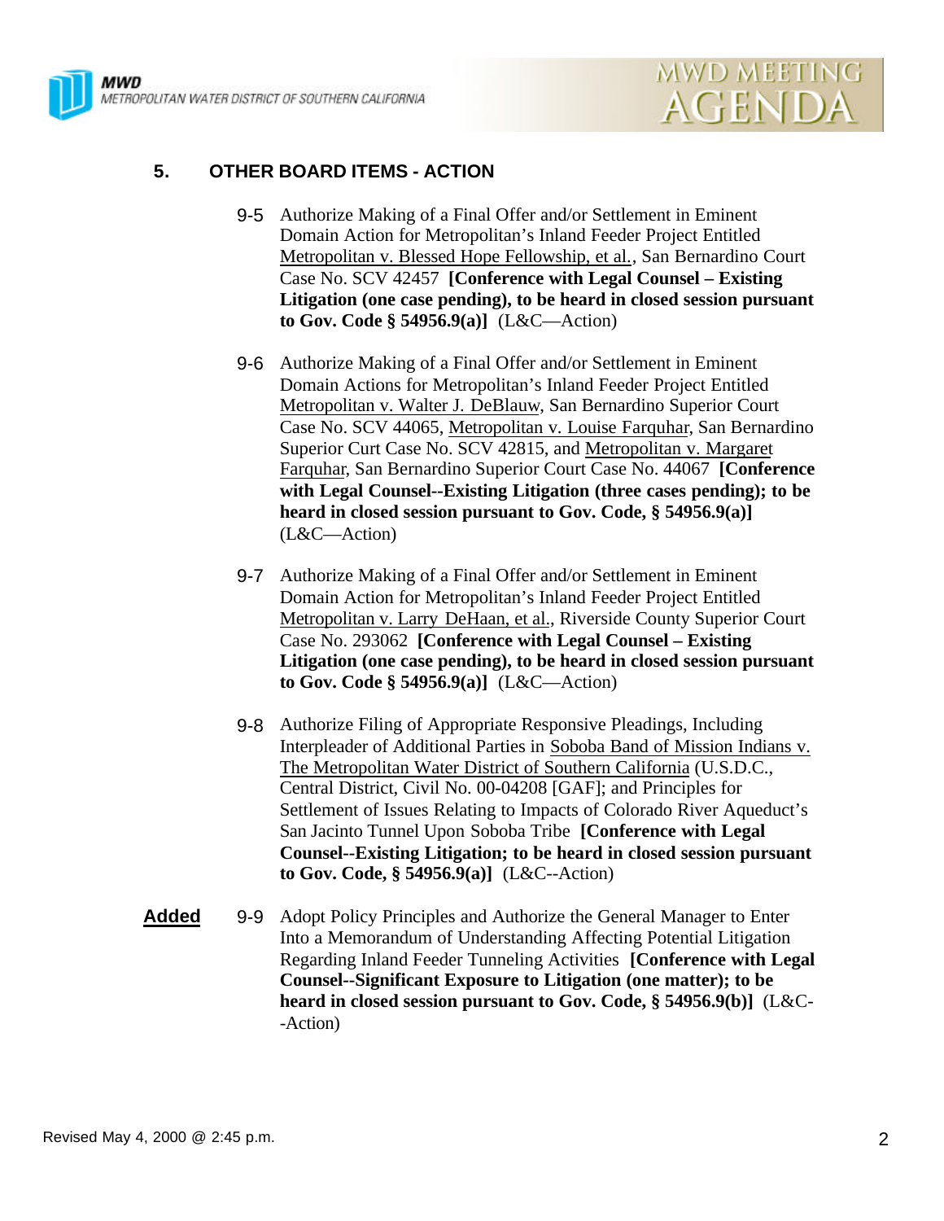## 5. OTHER BOARD ITEMS - ACTION

9-5 Authorize Making of a Final Offer and/or Settlement in Eminent Domain Action for Metropolitan's Inland Feeder Project Entitled Metropolitan v. Blessed Hope Fellowship, et al., San Bernardino Court Case No. SCV 42457 **[Conference with Legal Counsel – Existing Litigation (one case pending), to be heard in closed session pursuant to Gov. Code § 54956.9(a)]** (L&C—Action)

9-6 Authorize Making of a Final Offer and/or Settlement in Eminent Domain Actions for Metropolitan's Inland Feeder Project Entitled Metropolitan v. Walter J. DeBlauw, San Bernardino Superior Court Case No. SCV 44065, Metropolitan v. Louise Farquhar, San Bernardino Superior Curt Case No. SCV 42815, and Metropolitan v. Margaret Farquhar, San Bernardino Superior Court Case No. 44067 **[Conference with Legal Counsel--Existing Litigation (three cases pending); to be heard in closed session pursuant to Gov. Code, § 54956.9(a)]** (L&C—Action)

9-7 Authorize Making of a Final Offer and/or Settlement in Eminent Domain Action for Metropolitan's Inland Feeder Project Entitled Metropolitan v. Larry DeHaan, et al., Riverside County Superior Court Case No. 293062 **[Conference with Legal Counsel – Existing Litigation (one case pending), to be heard in closed session pursuant to Gov. Code § 54956.9(a)]** (L&C—Action)

9-8 Authorize Filing of Appropriate Responsive Pleadings, Including Interpleader of Additional Parties in Soboba Band of Mission Indians v. The Metropolitan Water District of Southern California (U.S.D.C., Central District, Civil No. 00-04208 [GAF]; and Principles for Settlement of Issues Relating to Impacts of Colorado River Aqueduct's San Jacinto Tunnel Upon Soboba Tribe **[Conference with Legal Counsel--Existing Litigation; to be heard in closed session pursuant to Gov. Code, § 54956.9(a)]** (L&C--Action)

**Added** 9-9 Adopt Policy Principles and Authorize the General Manager to Enter Into a Memorandum of Understanding Affecting Potential Litigation Regarding Inland Feeder Tunneling Activities **[Conference with Legal Counsel--Significant Exposure to Litigation (one matter); to be heard in closed session pursuant to Gov. Code, § 54956.9(b)]** (L&C--Action)

Revised May 4, 2000 @ 2:45 p.m.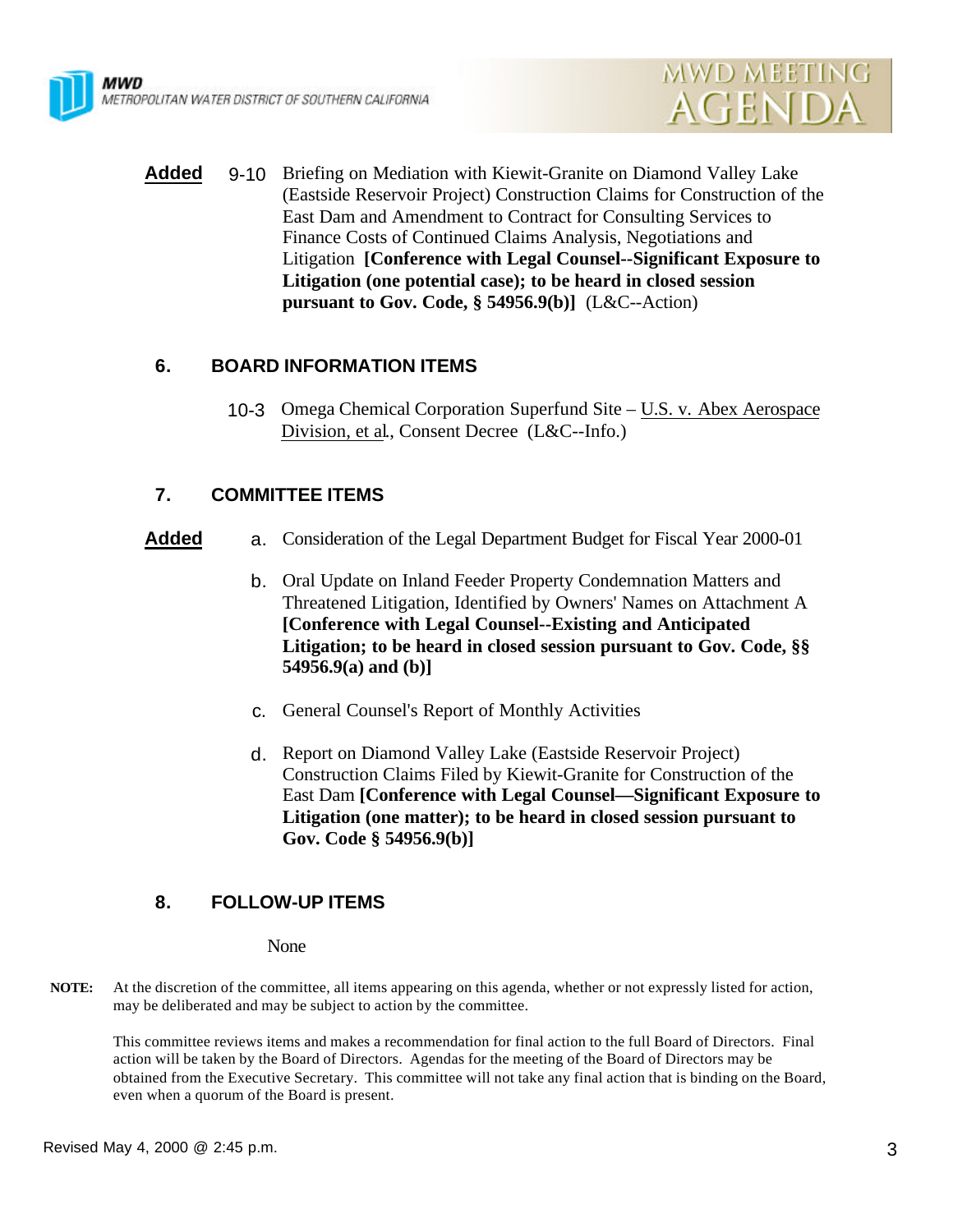**Added** 9-10 Briefing on Mediation with Kiewit-Granite on Diamond Valley Lake (Eastside Reservoir Project) Construction Claims for Construction of the East Dam and Amendment to Contract for Consulting Services to Finance Costs of Continued Claims Analysis, Negotiations and Litigation **[Conference with Legal Counsel--Significant Exposure to Litigation (one potential case); to be heard in closed session pursuant to Gov. Code, § 54956.9(b)]** (L&C--Action)

## 6. BOARD INFORMATION ITEMS

10-3 Omega Chemical Corporation Superfund Site – U.S. v. Abex Aerospace Division, et al., Consent Decree (L&C--Info.)

## 7. COMMITTEE ITEMS

**Added** a. Consideration of the Legal Department Budget for Fiscal Year 2000-01

b. Oral Update on Inland Feeder Property Condemnation Matters and Threatened Litigation, Identified by Owners' Names on Attachment A **[Conference with Legal Counsel--Existing and Anticipated Litigation; to be heard in closed session pursuant to Gov. Code, §§ 54956.9(a) and (b)]**

c. General Counsel's Report of Monthly Activities

d. Report on Diamond Valley Lake (Eastside Reservoir Project) Construction Claims Filed by Kiewit-Granite for Construction of the East Dam **[Conference with Legal Counsel—Significant Exposure to Litigation (one matter); to be heard in closed session pursuant to Gov. Code § 54956.9(b)]**

## 8. FOLLOW-UP ITEMS

None

**NOTE:** At the discretion of the committee, all items appearing on this agenda, whether or not expressly listed for action, may be deliberated and may be subject to action by the committee.

This committee reviews items and makes a recommendation for final action to the full Board of Directors. Final action will be taken by the Board of Directors. Agendas for the meeting of the Board of Directors may be obtained from the Executive Secretary. This committee will not take any final action that is binding on the Board, even when a quorum of the Board is present.

Revised May 4, 2000 @ 2:45 p.m.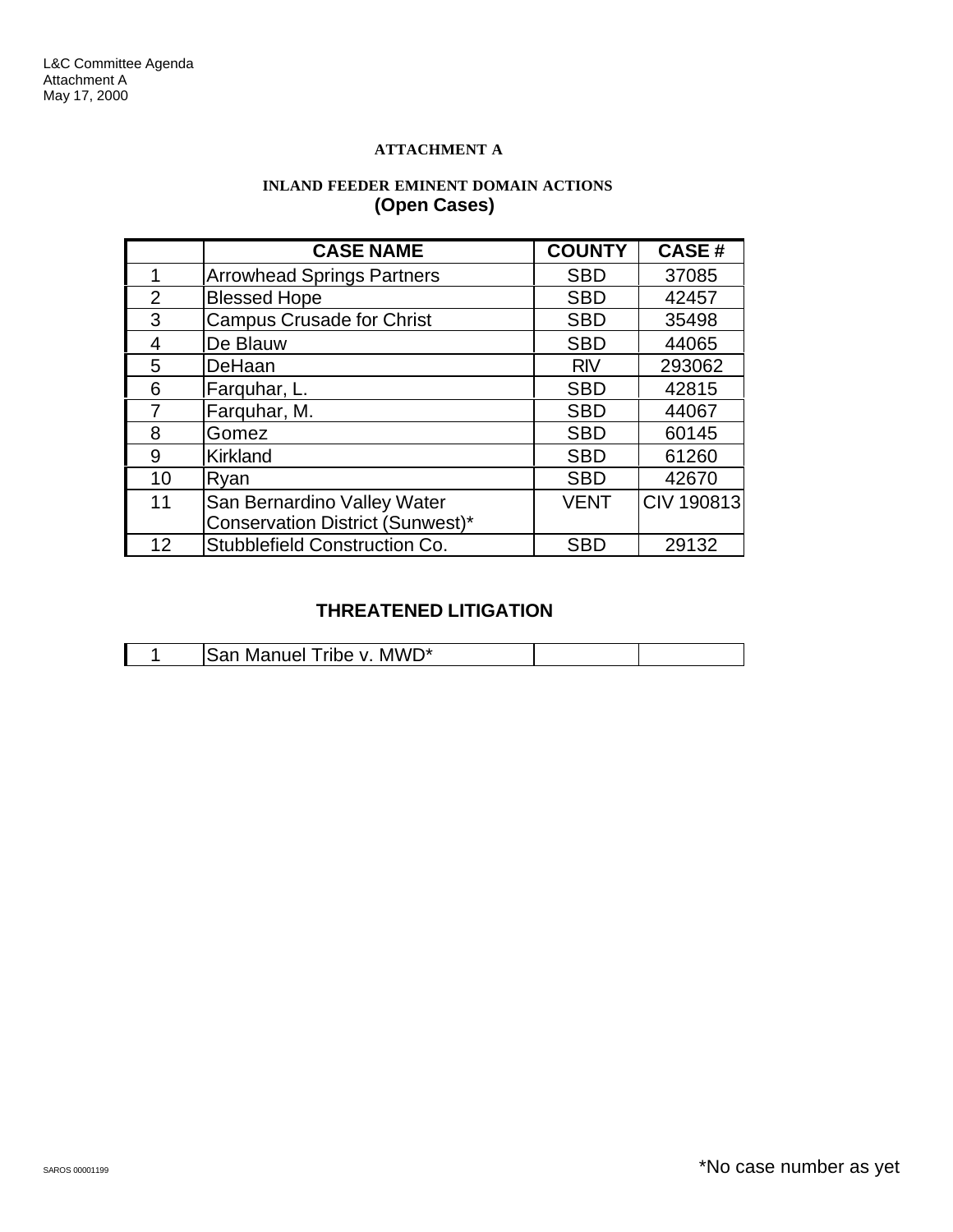L&C Committee Agenda
Attachment A
May 17, 2000

## ATTACHMENT A

### INLAND FEEDER EMINENT DOMAIN ACTIONS
**(Open Cases)**

| | CASE NAME | COUNTY | CASE # |
|---|---|---|---|
| 1 | Arrowhead Springs Partners | SBD | 37085 |
| 2 | Blessed Hope | SBD | 42457 |
| 3 | Campus Crusade for Christ | SBD | 35498 |
| 4 | De Blauw | SBD | 44065 |
| 5 | DeHaan | RIV | 293062 |
| 6 | Farquhar, L. | SBD | 42815 |
| 7 | Farquhar, M. | SBD | 44067 |
| 8 | Gomez | SBD | 60145 |
| 9 | Kirkland | SBD | 61260 |
| 10 | Ryan | SBD | 42670 |
| 11 | San Bernardino Valley Water Conservation District (Sunwest)* | VENT | CIV 190813 |
| 12 | Stubblefield Construction Co. | SBD | 29132 |

### THREATENED LITIGATION

| | | | |
|---|---|---|---|
| 1 | San Manuel Tribe v. MWD* | | |

SAROS 00001199

*No case number as yet